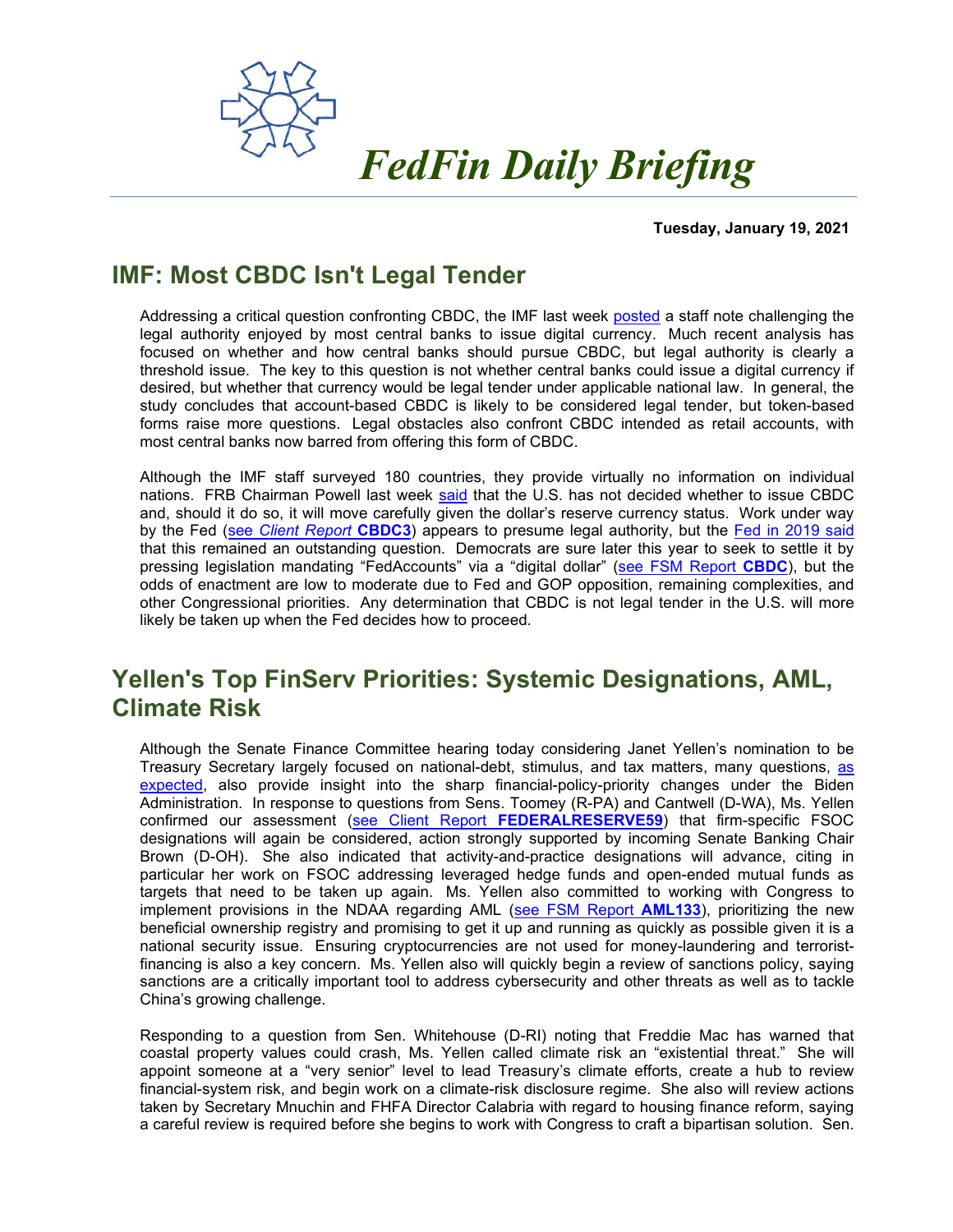# FedFin Daily Briefing

**Tuesday, January 19, 2021**

## IMF: Most CBDC Isn't Legal Tender

Addressing a critical question confronting CBDC, the IMF last week posted a staff note challenging the legal authority enjoyed by most central banks to issue digital currency. Much recent analysis has focused on whether and how central banks should pursue CBDC, but legal authority is clearly a threshold issue. The key to this question is not whether central banks could issue a digital currency if desired, but whether that currency would be legal tender under applicable national law. In general, the study concludes that account-based CBDC is likely to be considered legal tender, but token-based forms raise more questions. Legal obstacles also confront CBDC intended as retail accounts, with most central banks now barred from offering this form of CBDC.

Although the IMF staff surveyed 180 countries, they provide virtually no information on individual nations. FRB Chairman Powell last week said that the U.S. has not decided whether to issue CBDC and, should it do so, it will move carefully given the dollar's reserve currency status. Work under way by the Fed (see *Client Report* **CBDC3**) appears to presume legal authority, but the Fed in 2019 said that this remained an outstanding question. Democrats are sure later this year to seek to settle it by pressing legislation mandating "FedAccounts" via a "digital dollar" (see FSM Report **CBDC**), but the odds of enactment are low to moderate due to Fed and GOP opposition, remaining complexities, and other Congressional priorities. Any determination that CBDC is not legal tender in the U.S. will more likely be taken up when the Fed decides how to proceed.

## Yellen's Top FinServ Priorities: Systemic Designations, AML, Climate Risk

Although the Senate Finance Committee hearing today considering Janet Yellen's nomination to be Treasury Secretary largely focused on national-debt, stimulus, and tax matters, many questions, as expected, also provide insight into the sharp financial-policy-priority changes under the Biden Administration. In response to questions from Sens. Toomey (R-PA) and Cantwell (D-WA), Ms. Yellen confirmed our assessment (see Client Report **FEDERALRESERVE59**) that firm-specific FSOC designations will again be considered, action strongly supported by incoming Senate Banking Chair Brown (D-OH). She also indicated that activity-and-practice designations will advance, citing in particular her work on FSOC addressing leveraged hedge funds and open-ended mutual funds as targets that need to be taken up again. Ms. Yellen also committed to working with Congress to implement provisions in the NDAA regarding AML (see FSM Report **AML133**), prioritizing the new beneficial ownership registry and promising to get it up and running as quickly as possible given it is a national security issue. Ensuring cryptocurrencies are not used for money-laundering and terrorist-financing is also a key concern. Ms. Yellen also will quickly begin a review of sanctions policy, saying sanctions are a critically important tool to address cybersecurity and other threats as well as to tackle China's growing challenge.

Responding to a question from Sen. Whitehouse (D-RI) noting that Freddie Mac has warned that coastal property values could crash, Ms. Yellen called climate risk an "existential threat." She will appoint someone at a "very senior" level to lead Treasury's climate efforts, create a hub to review financial-system risk, and begin work on a climate-risk disclosure regime. She also will review actions taken by Secretary Mnuchin and FHFA Director Calabria with regard to housing finance reform, saying a careful review is required before she begins to work with Congress to craft a bipartisan solution. Sen.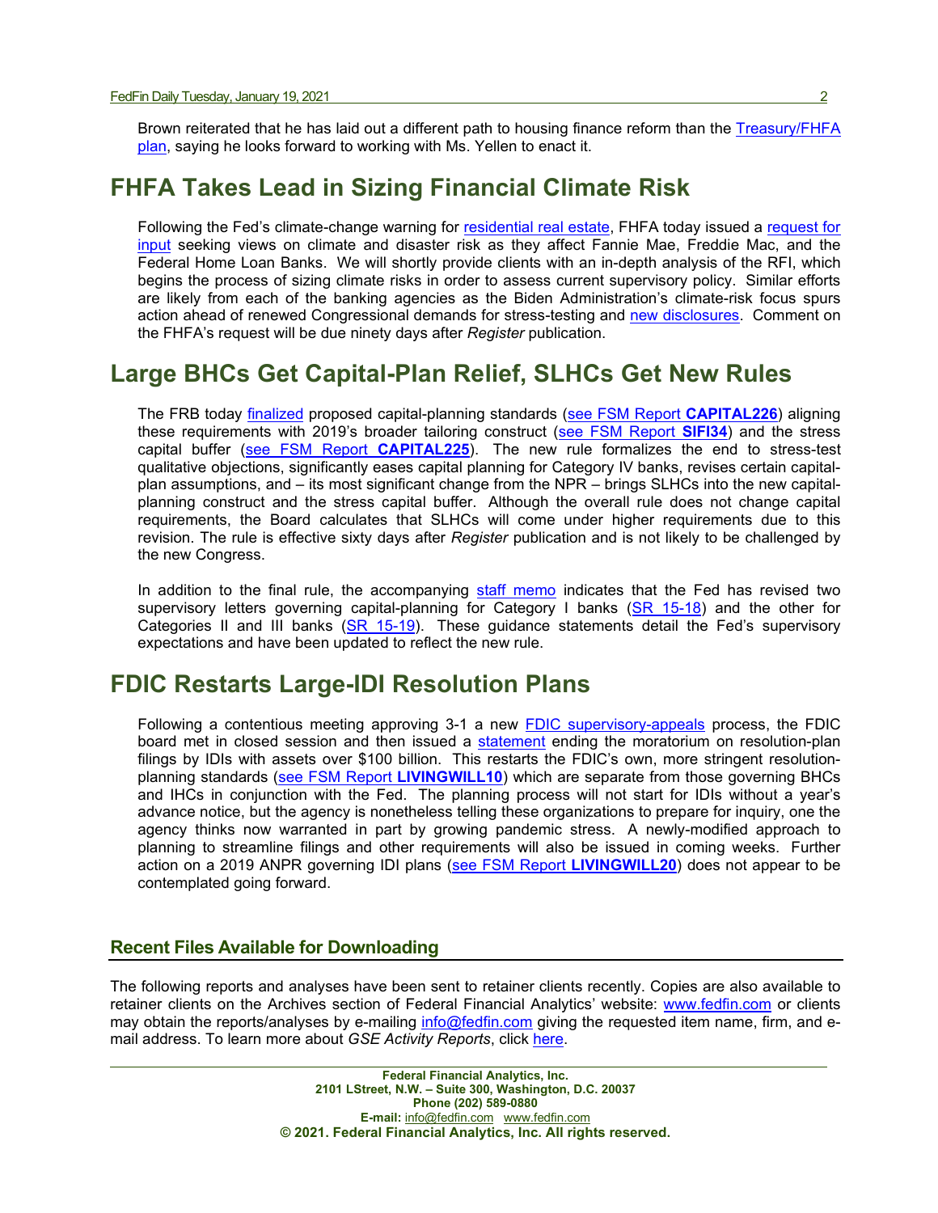Brown reiterated that he has laid out a different path to housing finance reform than the Treasury/FHFA plan, saying he looks forward to working with Ms. Yellen to enact it.

## FHFA Takes Lead in Sizing Financial Climate Risk

Following the Fed's climate-change warning for residential real estate, FHFA today issued a request for input seeking views on climate and disaster risk as they affect Fannie Mae, Freddie Mac, and the Federal Home Loan Banks. We will shortly provide clients with an in-depth analysis of the RFI, which begins the process of sizing climate risks in order to assess current supervisory policy. Similar efforts are likely from each of the banking agencies as the Biden Administration's climate-risk focus spurs action ahead of renewed Congressional demands for stress-testing and new disclosures. Comment on the FHFA's request will be due ninety days after *Register* publication.

## Large BHCs Get Capital-Plan Relief, SLHCs Get New Rules

The FRB today finalized proposed capital-planning standards (see FSM Report **CAPITAL226**) aligning these requirements with 2019's broader tailoring construct (see FSM Report **SIFI34**) and the stress capital buffer (see FSM Report **CAPITAL225**). The new rule formalizes the end to stress-test qualitative objections, significantly eases capital planning for Category IV banks, revises certain capital-plan assumptions, and – its most significant change from the NPR – brings SLHCs into the new capital-planning construct and the stress capital buffer. Although the overall rule does not change capital requirements, the Board calculates that SLHCs will come under higher requirements due to this revision. The rule is effective sixty days after *Register* publication and is not likely to be challenged by the new Congress.

In addition to the final rule, the accompanying staff memo indicates that the Fed has revised two supervisory letters governing capital-planning for Category I banks (SR 15-18) and the other for Categories II and III banks (SR 15-19). These guidance statements detail the Fed's supervisory expectations and have been updated to reflect the new rule.

## FDIC Restarts Large-IDI Resolution Plans

Following a contentious meeting approving 3-1 a new FDIC supervisory-appeals process, the FDIC board met in closed session and then issued a statement ending the moratorium on resolution-plan filings by IDIs with assets over $100 billion. This restarts the FDIC's own, more stringent resolution-planning standards (see FSM Report **LIVINGWILL10**) which are separate from those governing BHCs and IHCs in conjunction with the Fed. The planning process will not start for IDIs without a year's advance notice, but the agency is nonetheless telling these organizations to prepare for inquiry, one the agency thinks now warranted in part by growing pandemic stress. A newly-modified approach to planning to streamline filings and other requirements will also be issued in coming weeks. Further action on a 2019 ANPR governing IDI plans (see FSM Report **LIVINGWILL20**) does not appear to be contemplated going forward.

### Recent Files Available for Downloading

The following reports and analyses have been sent to retainer clients recently. Copies are also available to retainer clients on the Archives section of Federal Financial Analytics' website: www.fedfin.com or clients may obtain the reports/analyses by e-mailing info@fedfin.com giving the requested item name, firm, and e-mail address. To learn more about *GSE Activity Reports*, click here.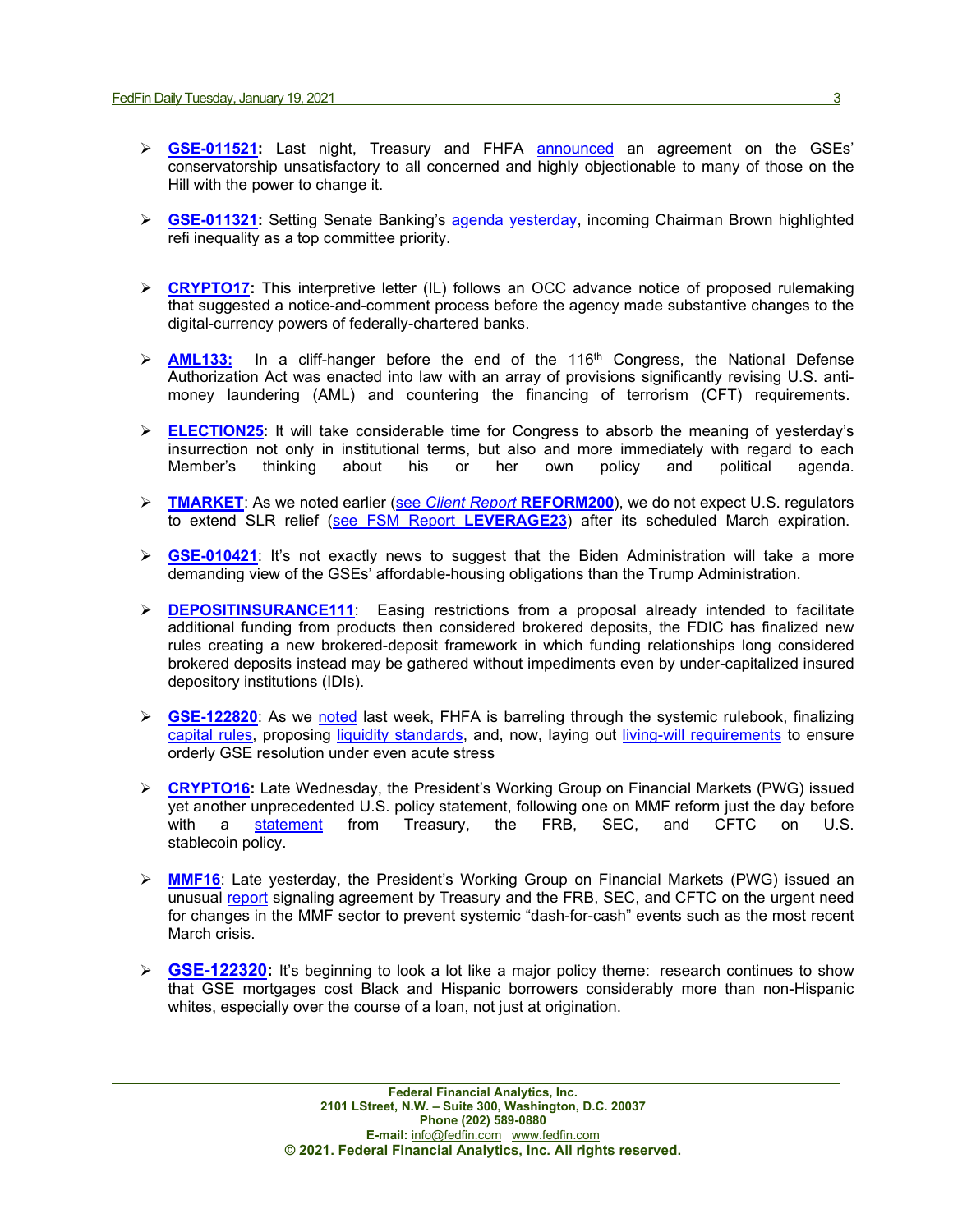- **GSE-011521:** Last night, Treasury and FHFA announced an agreement on the GSEs' conservatorship unsatisfactory to all concerned and highly objectionable to many of those on the Hill with the power to change it.

- **GSE-011321:** Setting Senate Banking's agenda yesterday, incoming Chairman Brown highlighted refi inequality as a top committee priority.

- **CRYPTO17:** This interpretive letter (IL) follows an OCC advance notice of proposed rulemaking that suggested a notice-and-comment process before the agency made substantive changes to the digital-currency powers of federally-chartered banks.

- **AML133:** In a cliff-hanger before the end of the 116th Congress, the National Defense Authorization Act was enacted into law with an array of provisions significantly revising U.S. anti-money laundering (AML) and countering the financing of terrorism (CFT) requirements.

- **ELECTION25**: It will take considerable time for Congress to absorb the meaning of yesterday's insurrection not only in institutional terms, but also and more immediately with regard to each Member's thinking about his or her own policy and political agenda.

- **TMARKET**: As we noted earlier (see *Client Report* **REFORM200**), we do not expect U.S. regulators to extend SLR relief (see FSM Report **LEVERAGE23**) after its scheduled March expiration.

- **GSE-010421**: It's not exactly news to suggest that the Biden Administration will take a more demanding view of the GSEs' affordable-housing obligations than the Trump Administration.

- **DEPOSITINSURANCE111**: Easing restrictions from a proposal already intended to facilitate additional funding from products then considered brokered deposits, the FDIC has finalized new rules creating a new brokered-deposit framework in which funding relationships long considered brokered deposits instead may be gathered without impediments even by under-capitalized insured depository institutions (IDIs).

- **GSE-122820**: As we noted last week, FHFA is barreling through the systemic rulebook, finalizing capital rules, proposing liquidity standards, and, now, laying out living-will requirements to ensure orderly GSE resolution under even acute stress

- **CRYPTO16:** Late Wednesday, the President's Working Group on Financial Markets (PWG) issued yet another unprecedented U.S. policy statement, following one on MMF reform just the day before with a statement from Treasury, the FRB, SEC, and CFTC on U.S. stablecoin policy.

- **MMF16**: Late yesterday, the President's Working Group on Financial Markets (PWG) issued an unusual report signaling agreement by Treasury and the FRB, SEC, and CFTC on the urgent need for changes in the MMF sector to prevent systemic "dash-for-cash" events such as the most recent March crisis.

- **GSE-122320:** It's beginning to look a lot like a major policy theme: research continues to show that GSE mortgages cost Black and Hispanic borrowers considerably more than non-Hispanic whites, especially over the course of a loan, not just at origination.

**Federal Financial Analytics, Inc.**
**2101 LStreet, N.W. – Suite 300, Washington, D.C. 20037**
**Phone (202) 589-0880**
**E-mail:** info@fedfin.com www.fedfin.com
**© 2021. Federal Financial Analytics, Inc. All rights reserved.**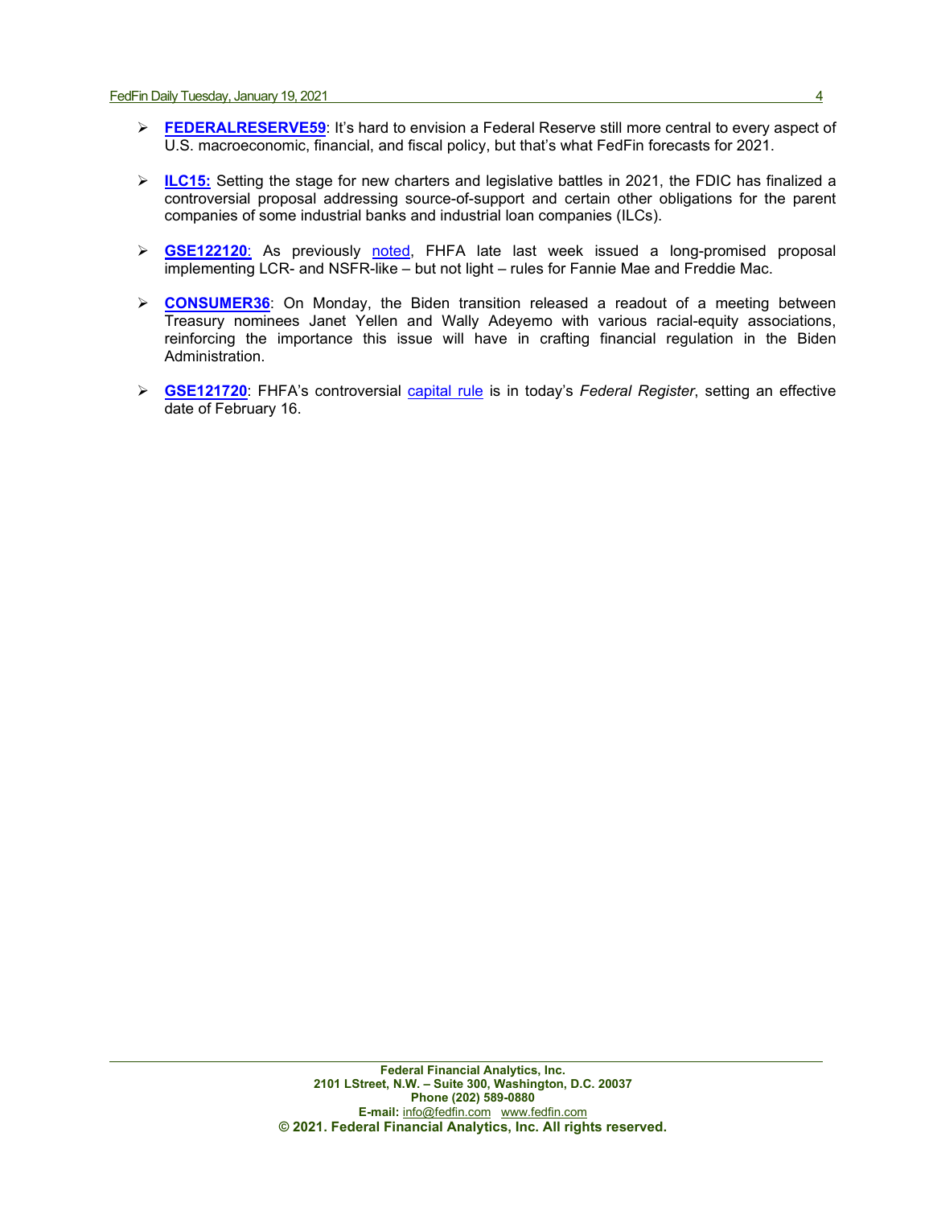- **FEDERALRESERVE59**: It's hard to envision a Federal Reserve still more central to every aspect of U.S. macroeconomic, financial, and fiscal policy, but that's what FedFin forecasts for 2021.

- **ILC15:** Setting the stage for new charters and legislative battles in 2021, the FDIC has finalized a controversial proposal addressing source-of-support and certain other obligations for the parent companies of some industrial banks and industrial loan companies (ILCs).

- **GSE122120**: As previously noted, FHFA late last week issued a long-promised proposal implementing LCR- and NSFR-like – but not light – rules for Fannie Mae and Freddie Mac.

- **CONSUMER36**: On Monday, the Biden transition released a readout of a meeting between Treasury nominees Janet Yellen and Wally Adeyemo with various racial-equity associations, reinforcing the importance this issue will have in crafting financial regulation in the Biden Administration.

- **GSE121720**: FHFA's controversial capital rule is in today's *Federal Register*, setting an effective date of February 16.

**Federal Financial Analytics, Inc.**
**2101 LStreet, N.W. – Suite 300, Washington, D.C. 20037**
**Phone (202) 589-0880**
**E-mail:** info@fedfin.com www.fedfin.com
**© 2021. Federal Financial Analytics, Inc. All rights reserved.**